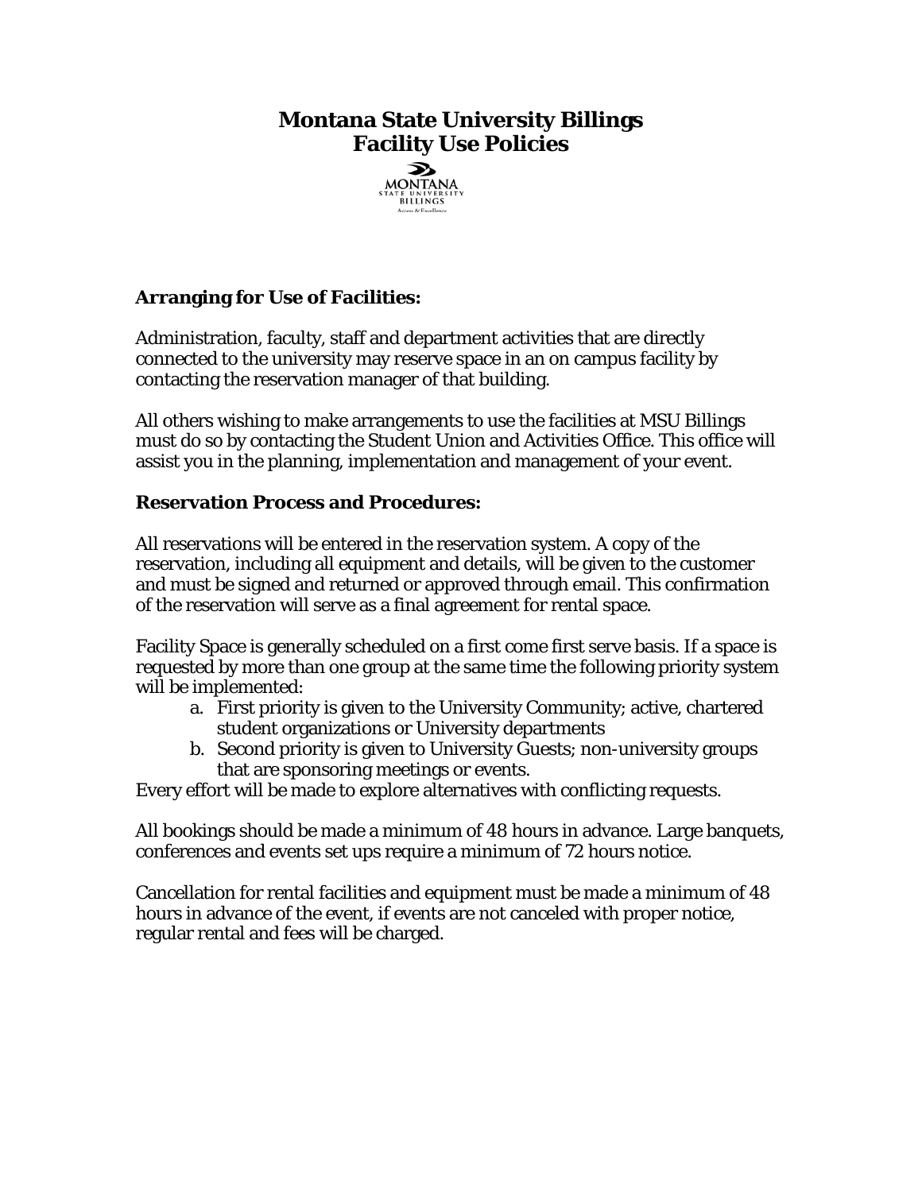# Montana State University Billings
# Facility Use Policies

### Arranging for Use of Facilities:

Administration, faculty, staff and department activities that are directly connected to the university may reserve space in an on campus facility by contacting the reservation manager of that building.

All others wishing to make arrangements to use the facilities at MSU Billings must do so by contacting the Student Union and Activities Office. This office will assist you in the planning, implementation and management of your event.

### Reservation Process and Procedures:

All reservations will be entered in the reservation system. A copy of the reservation, including all equipment and details, will be given to the customer and must be signed and returned or approved through email. This confirmation of the reservation will serve as a final agreement for rental space.

Facility Space is generally scheduled on a first come first serve basis. If a space is requested by more than one group at the same time the following priority system will be implemented:

a. First priority is given to the University Community; active, chartered student organizations or University departments
b. Second priority is given to University Guests; non-university groups that are sponsoring meetings or events.

Every effort will be made to explore alternatives with conflicting requests.

All bookings should be made a minimum of 48 hours in advance. Large banquets, conferences and events set ups require a minimum of 72 hours notice.

Cancellation for rental facilities and equipment must be made a minimum of 48 hours in advance of the event, if events are not canceled with proper notice, regular rental and fees will be charged.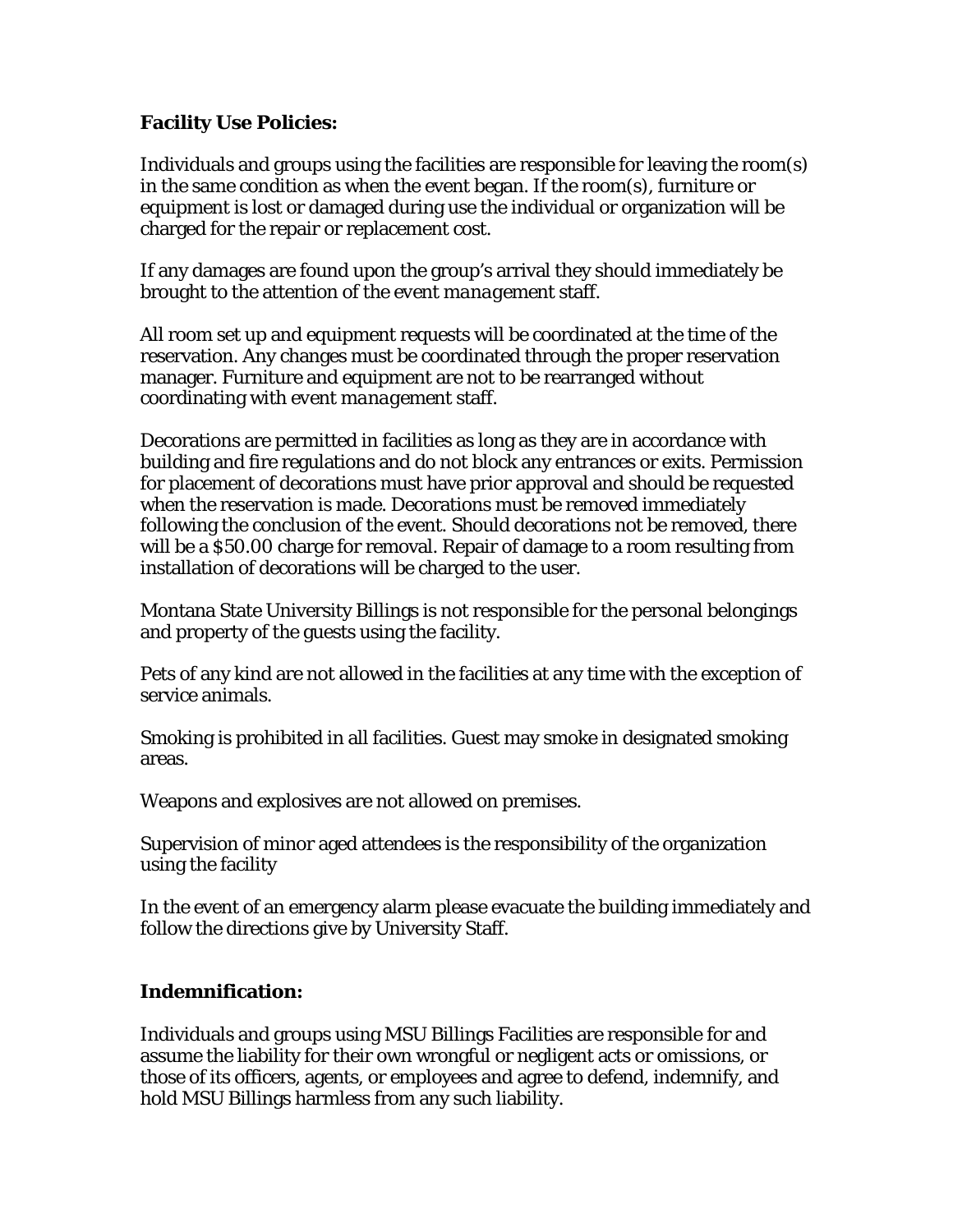**Facility Use Policies:**

Individuals and groups using the facilities are responsible for leaving the room(s) in the same condition as when the event began. If the room(s), furniture or equipment is lost or damaged during use the individual or organization will be charged for the repair or replacement cost.

If any damages are found upon the group's arrival they should immediately be brought to the attention of the event management staff.

All room set up and equipment requests will be coordinated at the time of the reservation. Any changes must be coordinated through the proper reservation manager. Furniture and equipment are not to be rearranged without coordinating with event management staff.

Decorations are permitted in facilities as long as they are in accordance with building and fire regulations and do not block any entrances or exits. Permission for placement of decorations must have prior approval and should be requested when the reservation is made. Decorations must be removed immediately following the conclusion of the event. Should decorations not be removed, there will be a $50.00 charge for removal. Repair of damage to a room resulting from installation of decorations will be charged to the user.

Montana State University Billings is not responsible for the personal belongings and property of the guests using the facility.

Pets of any kind are not allowed in the facilities at any time with the exception of service animals.

Smoking is prohibited in all facilities. Guest may smoke in designated smoking areas.

Weapons and explosives are not allowed on premises.

Supervision of minor aged attendees is the responsibility of the organization using the facility

In the event of an emergency alarm please evacuate the building immediately and follow the directions give by University Staff.

**Indemnification:**

Individuals and groups using MSU Billings Facilities are responsible for and assume the liability for their own wrongful or negligent acts or omissions, or those of its officers, agents, or employees and agree to defend, indemnify, and hold MSU Billings harmless from any such liability.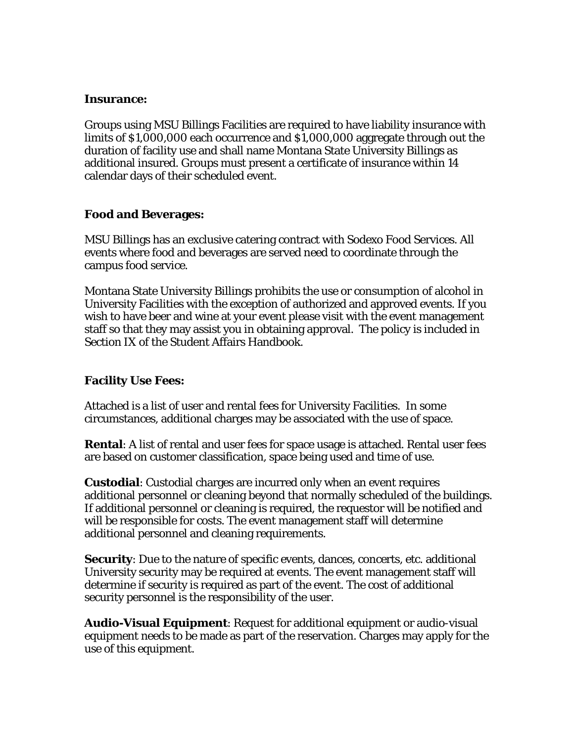**Insurance:**

Groups using MSU Billings Facilities are required to have liability insurance with limits of $1,000,000 each occurrence and $1,000,000 aggregate through out the duration of facility use and shall name Montana State University Billings as additional insured. Groups must present a certificate of insurance within 14 calendar days of their scheduled event.

**Food and Beverages:**

MSU Billings has an exclusive catering contract with Sodexo Food Services. All events where food and beverages are served need to coordinate through the campus food service.

Montana State University Billings prohibits the use or consumption of alcohol in University Facilities with the exception of authorized and approved events. If you wish to have beer and wine at your event please visit with the event management staff so that they may assist you in obtaining approval. The policy is included in Section IX of the Student Affairs Handbook.

**Facility Use Fees:**

Attached is a list of user and rental fees for University Facilities. In some circumstances, additional charges may be associated with the use of space.

**Rental**: A list of rental and user fees for space usage is attached. Rental user fees are based on customer classification, space being used and time of use.

**Custodial**: Custodial charges are incurred only when an event requires additional personnel or cleaning beyond that normally scheduled of the buildings. If additional personnel or cleaning is required, the requestor will be notified and will be responsible for costs. The event management staff will determine additional personnel and cleaning requirements.

**Security**: Due to the nature of specific events, dances, concerts, etc. additional University security may be required at events. The event management staff will determine if security is required as part of the event. The cost of additional security personnel is the responsibility of the user.

**Audio-Visual Equipment**: Request for additional equipment or audio-visual equipment needs to be made as part of the reservation. Charges may apply for the use of this equipment.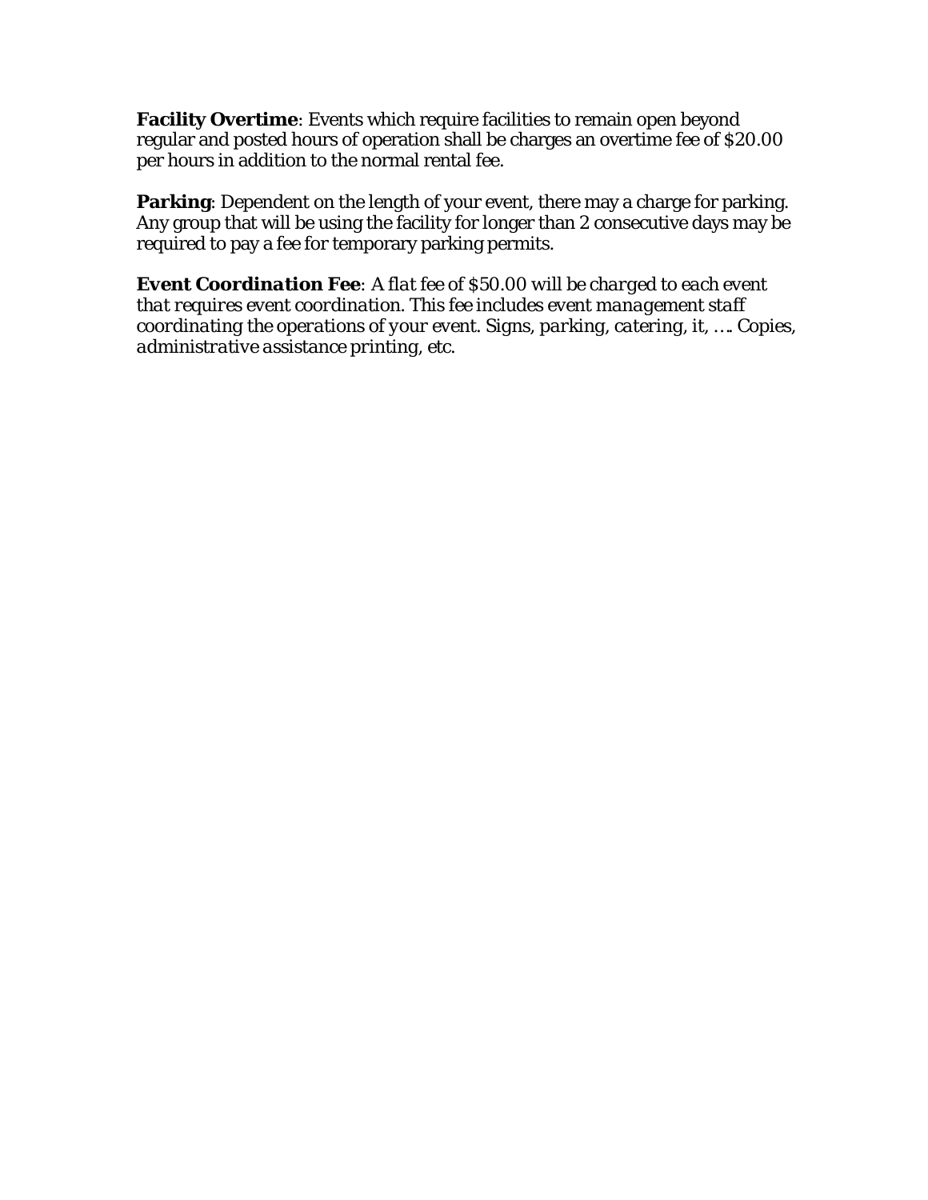**Facility Overtime**: Events which require facilities to remain open beyond regular and posted hours of operation shall be charges an overtime fee of $20.00 per hours in addition to the normal rental fee.

**Parking**: Dependent on the length of your event, there may a charge for parking. Any group that will be using the facility for longer than 2 consecutive days may be required to pay a fee for temporary parking permits.

***Event Coordination Fee***: *A flat fee of $50.00 will be charged to each event that requires event coordination. This fee includes event management staff coordinating the operations of your event. Signs, parking, catering, it, …. Copies, administrative assistance printing, etc.*